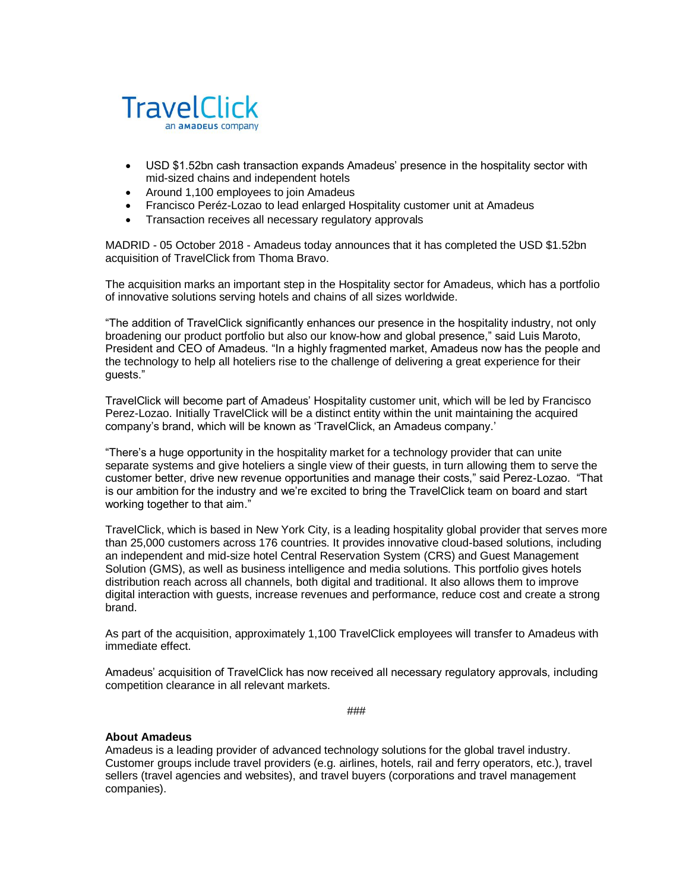TravelClick
an amadeus company

- USD $1.52bn cash transaction expands Amadeus' presence in the hospitality sector with mid-sized chains and independent hotels
- Around 1,100 employees to join Amadeus
- Francisco Peréz-Lozao to lead enlarged Hospitality customer unit at Amadeus
- Transaction receives all necessary regulatory approvals

MADRID - 05 October 2018 - Amadeus today announces that it has completed the USD $1.52bn acquisition of TravelClick from Thoma Bravo.

The acquisition marks an important step in the Hospitality sector for Amadeus, which has a portfolio of innovative solutions serving hotels and chains of all sizes worldwide.

"The addition of TravelClick significantly enhances our presence in the hospitality industry, not only broadening our product portfolio but also our know-how and global presence," said Luis Maroto, President and CEO of Amadeus. "In a highly fragmented market, Amadeus now has the people and the technology to help all hoteliers rise to the challenge of delivering a great experience for their guests."

TravelClick will become part of Amadeus' Hospitality customer unit, which will be led by Francisco Perez-Lozao. Initially TravelClick will be a distinct entity within the unit maintaining the acquired company's brand, which will be known as 'TravelClick, an Amadeus company.'

"There's a huge opportunity in the hospitality market for a technology provider that can unite separate systems and give hoteliers a single view of their guests, in turn allowing them to serve the customer better, drive new revenue opportunities and manage their costs," said Perez-Lozao. "That is our ambition for the industry and we're excited to bring the TravelClick team on board and start working together to that aim."

TravelClick, which is based in New York City, is a leading hospitality global provider that serves more than 25,000 customers across 176 countries. It provides innovative cloud-based solutions, including an independent and mid-size hotel Central Reservation System (CRS) and Guest Management Solution (GMS), as well as business intelligence and media solutions. This portfolio gives hotels distribution reach across all channels, both digital and traditional. It also allows them to improve digital interaction with guests, increase revenues and performance, reduce cost and create a strong brand.

As part of the acquisition, approximately 1,100 TravelClick employees will transfer to Amadeus with immediate effect.

Amadeus' acquisition of TravelClick has now received all necessary regulatory approvals, including competition clearance in all relevant markets.

###

**About Amadeus**

Amadeus is a leading provider of advanced technology solutions for the global travel industry. Customer groups include travel providers (e.g. airlines, hotels, rail and ferry operators, etc.), travel sellers (travel agencies and websites), and travel buyers (corporations and travel management companies).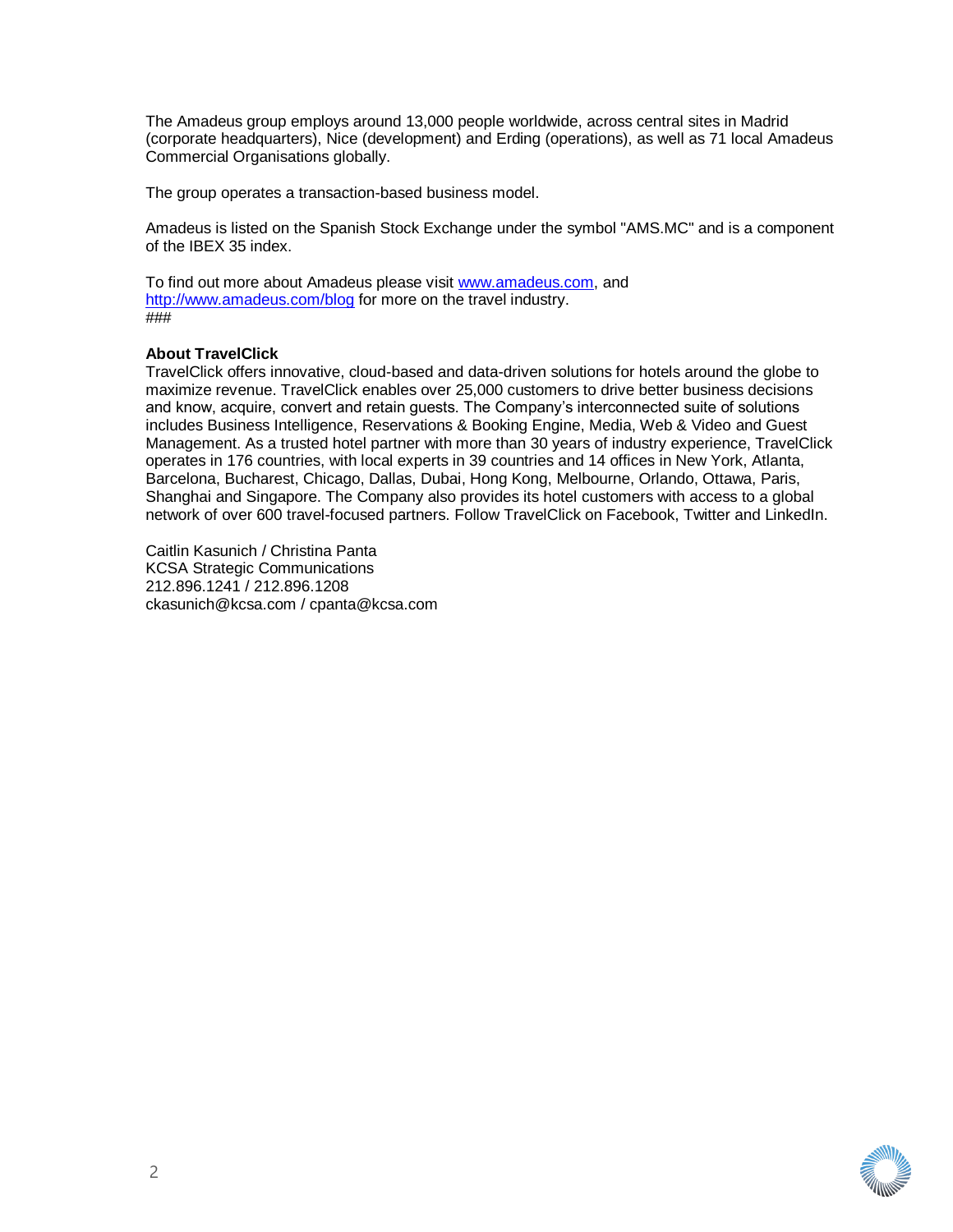The Amadeus group employs around 13,000 people worldwide, across central sites in Madrid (corporate headquarters), Nice (development) and Erding (operations), as well as 71 local Amadeus Commercial Organisations globally.

The group operates a transaction-based business model.

Amadeus is listed on the Spanish Stock Exchange under the symbol "AMS.MC" and is a component of the IBEX 35 index.

To find out more about Amadeus please visit www.amadeus.com, and http://www.amadeus.com/blog for more on the travel industry.
###

**About TravelClick**
TravelClick offers innovative, cloud-based and data-driven solutions for hotels around the globe to maximize revenue. TravelClick enables over 25,000 customers to drive better business decisions and know, acquire, convert and retain guests. The Company's interconnected suite of solutions includes Business Intelligence, Reservations & Booking Engine, Media, Web & Video and Guest Management. As a trusted hotel partner with more than 30 years of industry experience, TravelClick operates in 176 countries, with local experts in 39 countries and 14 offices in New York, Atlanta, Barcelona, Bucharest, Chicago, Dallas, Dubai, Hong Kong, Melbourne, Orlando, Ottawa, Paris, Shanghai and Singapore. The Company also provides its hotel customers with access to a global network of over 600 travel-focused partners. Follow TravelClick on Facebook, Twitter and LinkedIn.

Caitlin Kasunich / Christina Panta
KCSA Strategic Communications
212.896.1241 / 212.896.1208
ckasunich@kcsa.com / cpanta@kcsa.com